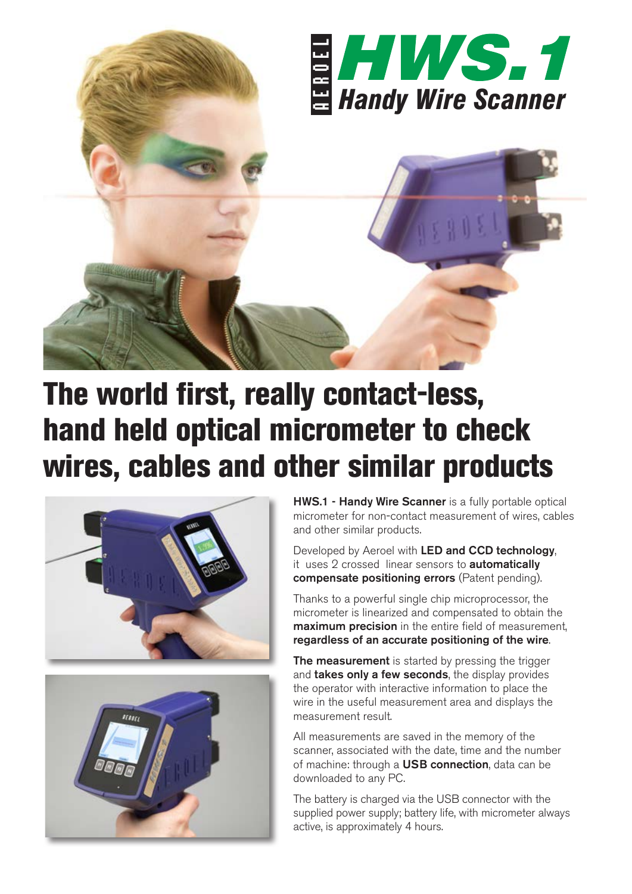AEROEL **HWS.1**

*Handy Wire Scanner*

# The world first, really contact-less, hand held optical micrometer to check wires, cables and other similar products

**HWS.1 - Handy Wire Scanner** is a fully portable optical micrometer for non-contact measurement of wires, cables and other similar products.

Developed by Aeroel with **LED and CCD technology**, it uses 2 crossed linear sensors to **automatically compensate positioning errors** (Patent pending).

Thanks to a powerful single chip microprocessor, the micrometer is linearized and compensated to obtain the **maximum precision** in the entire field of measurement, **regardless of an accurate positioning of the wire**.

**The measurement** is started by pressing the trigger and **takes only a few seconds**, the display provides the operator with interactive information to place the wire in the useful measurement area and displays the measurement result.

All measurements are saved in the memory of the scanner, associated with the date, time and the number of machine: through a **USB connection**, data can be downloaded to any PC.

The battery is charged via the USB connector with the supplied power supply; battery life, with micrometer always active, is approximately 4 hours.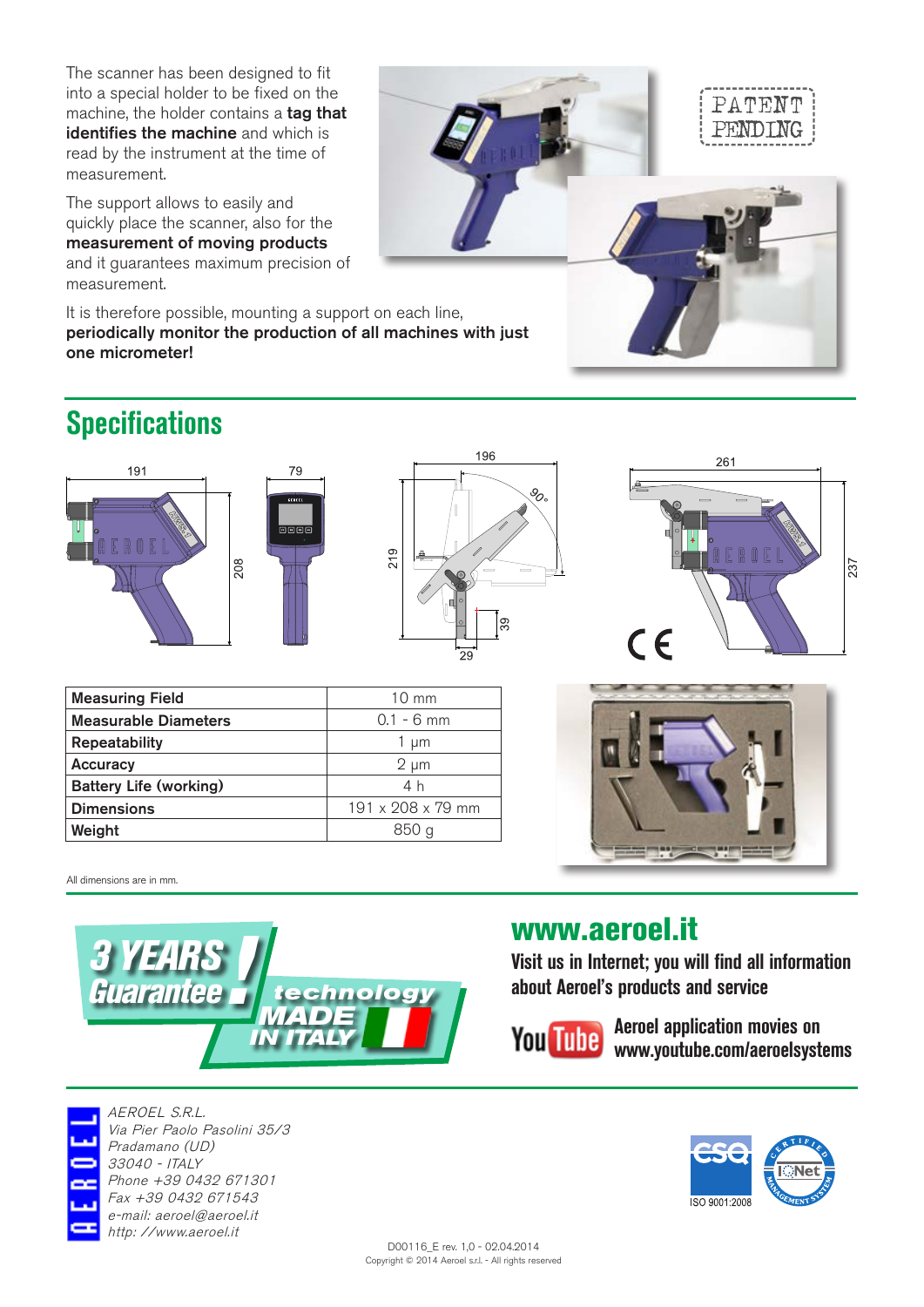The scanner has been designed to fit into a special holder to be fixed on the machine, the holder contains a **tag that identifies the machine** and which is read by the instrument at the time of measurement.

The support allows to easily and quickly place the scanner, also for the **measurement of moving products** and it guarantees maximum precision of measurement.

It is therefore possible, mounting a support on each line, **periodically monitor the production of all machines with just one micrometer!**

PATENT PENDING

## Specifications

191
79
208
196
90°
219
39
29
261
237

| | |
|---|---|
| **Measuring Field** | 10 mm |
| **Measurable Diameters** | 0.1 - 6 mm |
| **Repeatability** | 1 µm |
| **Accuracy** | 2 µm |
| **Battery Life (working)** | 4 h |
| **Dimensions** | 191 x 208 x 79 mm |
| **Weight** | 850 g |

All dimensions are in mm.

3 YEARS Guarantee!

technology MADE IN ITALY

## www.aeroel.it

**Visit us in Internet; you will find all information about Aeroel's products and service**

**Aeroel application movies on www.youtube.com/aeroelsystems**

*AEROEL S.R.L.*
*Via Pier Paolo Pasolini 35/3*
*Pradamano (UD)*
*33040 - ITALY*
*Phone +39 0432 671301*
*Fax +39 0432 671543*
*e-mail: aeroel@aeroel.it*
*http: //www.aeroel.it*

ISO 9001:2008

D00116_E rev. 1,0 - 02.04.2014
Copyright © 2014 Aeroel s.r.l. - All rights reserved